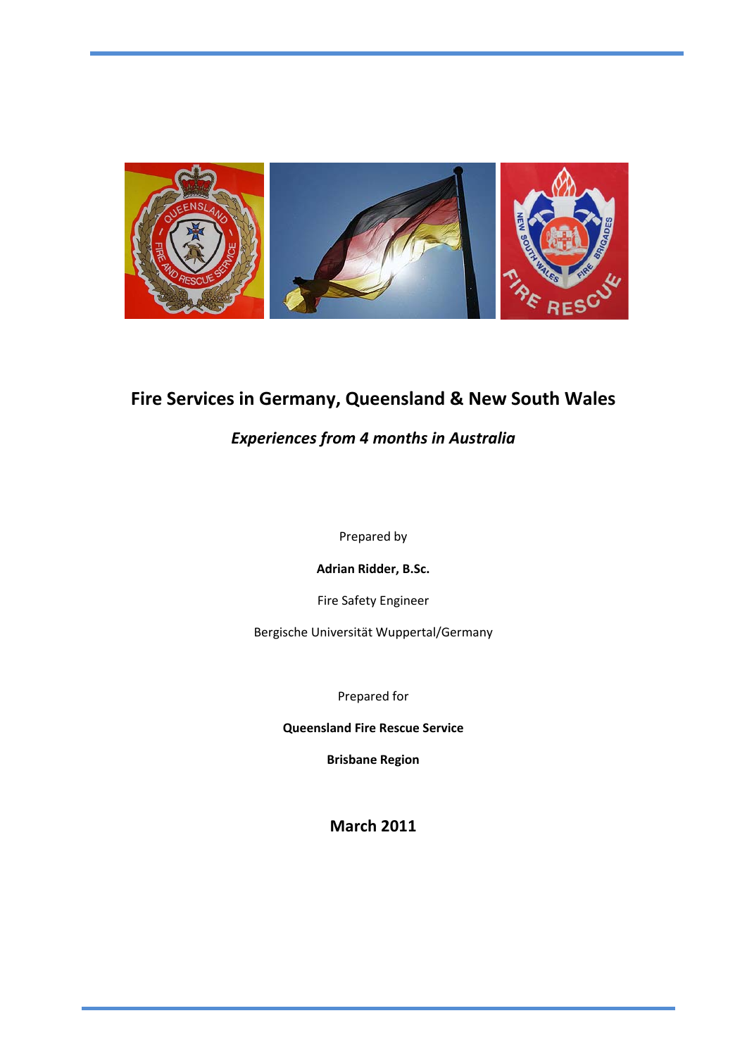# Fire Services in Germany, Queensland & New South Wales

## *Experiences from 4 months in Australia*

Prepared by

**Adrian Ridder, B.Sc.**

Fire Safety Engineer

Bergische Universität Wuppertal/Germany

Prepared for

**Queensland Fire Rescue Service**

**Brisbane Region**

**March 2011**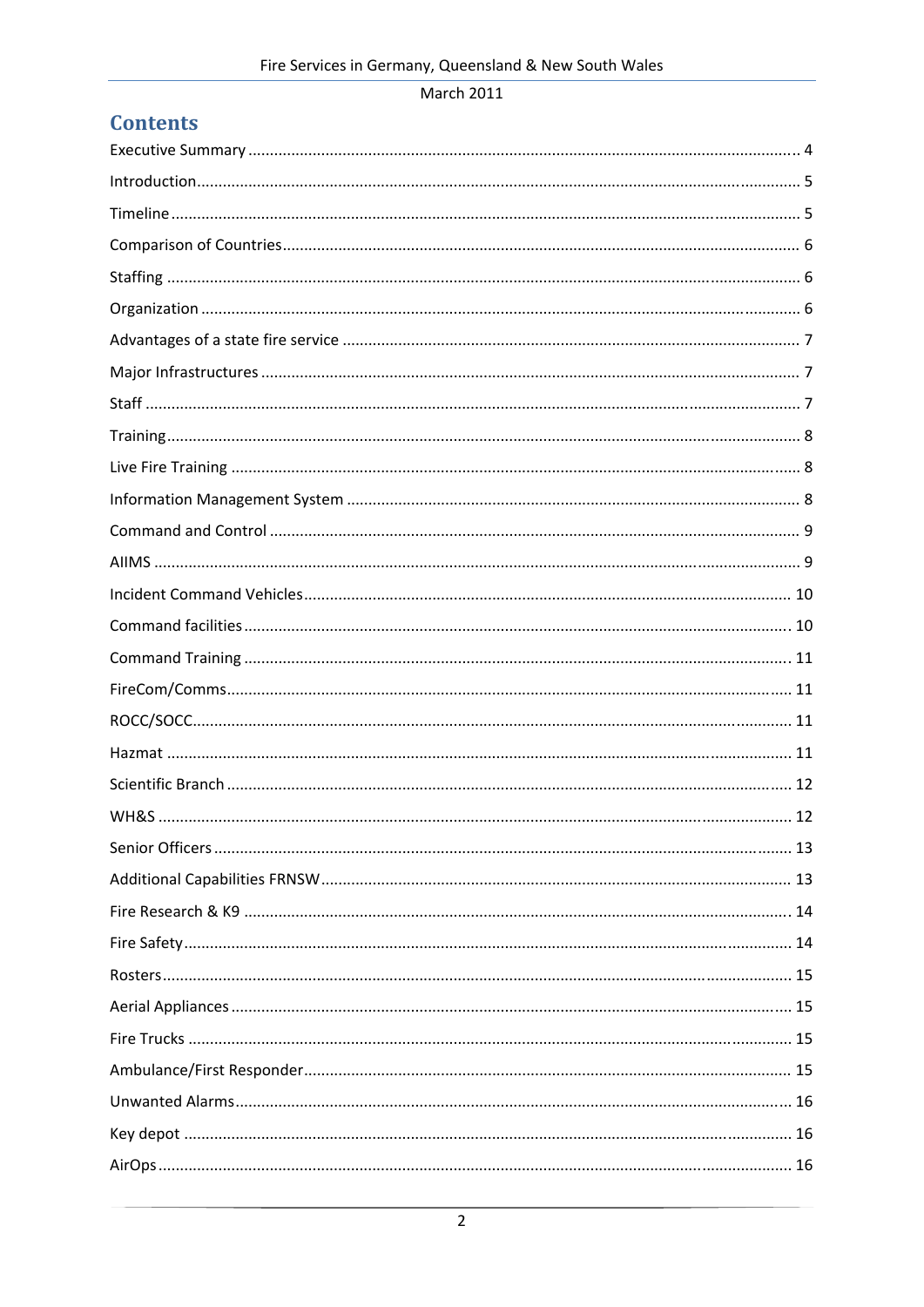# Contents

Executive Summary ... 4

Introduction ... 5

Timeline ... 5

Comparison of Countries ... 6

Staffing ... 6

Organization ... 6

Advantages of a state fire service ... 7

Major Infrastructures ... 7

Staff ... 7

Training ... 8

Live Fire Training ... 8

Information Management System ... 8

Command and Control ... 9

AIIMS ... 9

Incident Command Vehicles ... 10

Command facilities ... 10

Command Training ... 11

FireCom/Comms ... 11

ROCC/SOCC ... 11

Hazmat ... 11

Scientific Branch ... 12

WH&S ... 12

Senior Officers ... 13

Additional Capabilities FRNSW ... 13

Fire Research & K9 ... 14

Fire Safety ... 14

Rosters ... 15

Aerial Appliances ... 15

Fire Trucks ... 15

Ambulance/First Responder ... 15

Unwanted Alarms ... 16

Key depot ... 16

AirOps ... 16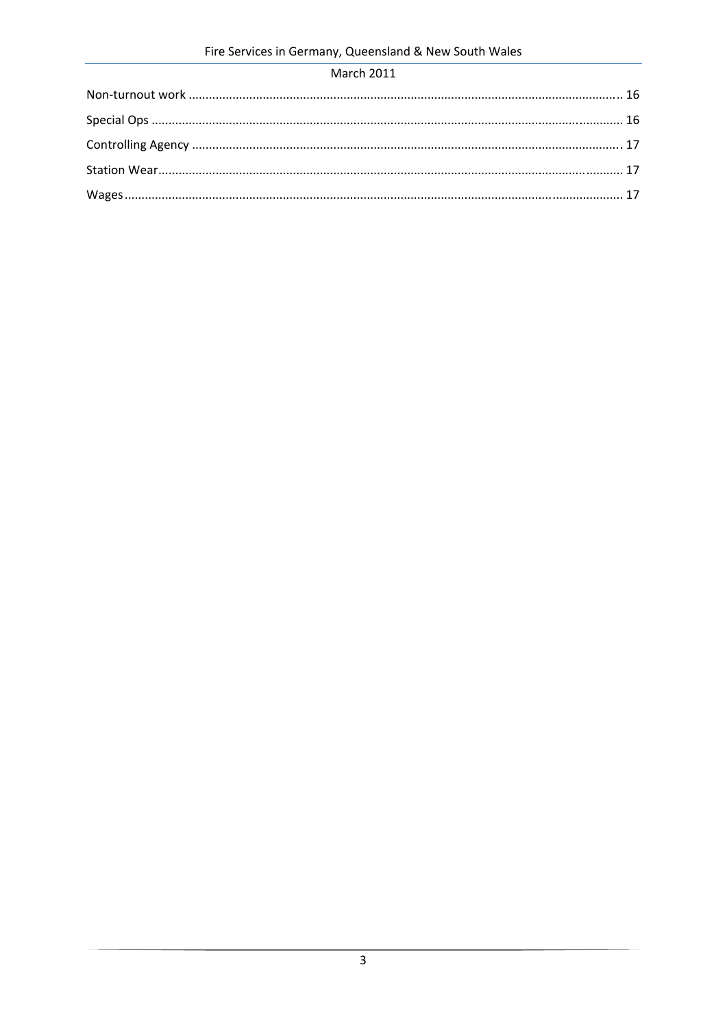Non-turnout work ........................................................................................................................ 16

Special Ops .................................................................................................................................. 16

Controlling Agency ...................................................................................................................... 17

Station Wear................................................................................................................................. 17

Wages........................................................................................................................................... 17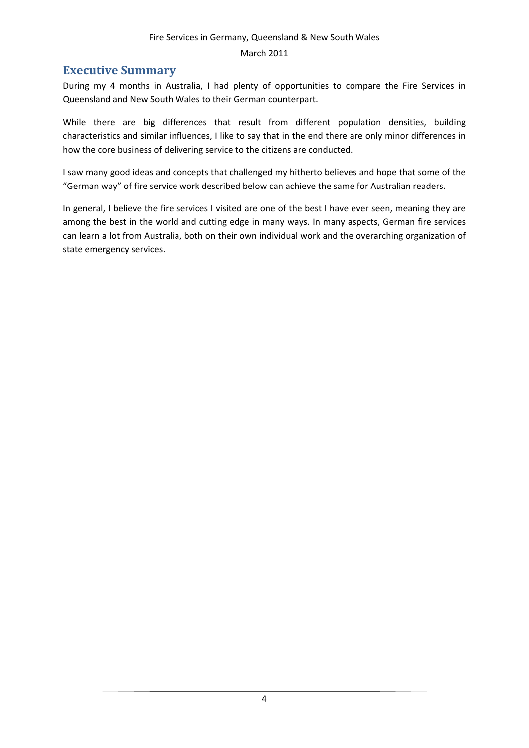## Executive Summary

During my 4 months in Australia, I had plenty of opportunities to compare the Fire Services in Queensland and New South Wales to their German counterpart.

While there are big differences that result from different population densities, building characteristics and similar influences, I like to say that in the end there are only minor differences in how the core business of delivering service to the citizens are conducted.

I saw many good ideas and concepts that challenged my hitherto believes and hope that some of the "German way" of fire service work described below can achieve the same for Australian readers.

In general, I believe the fire services I visited are one of the best I have ever seen, meaning they are among the best in the world and cutting edge in many ways. In many aspects, German fire services can learn a lot from Australia, both on their own individual work and the overarching organization of state emergency services.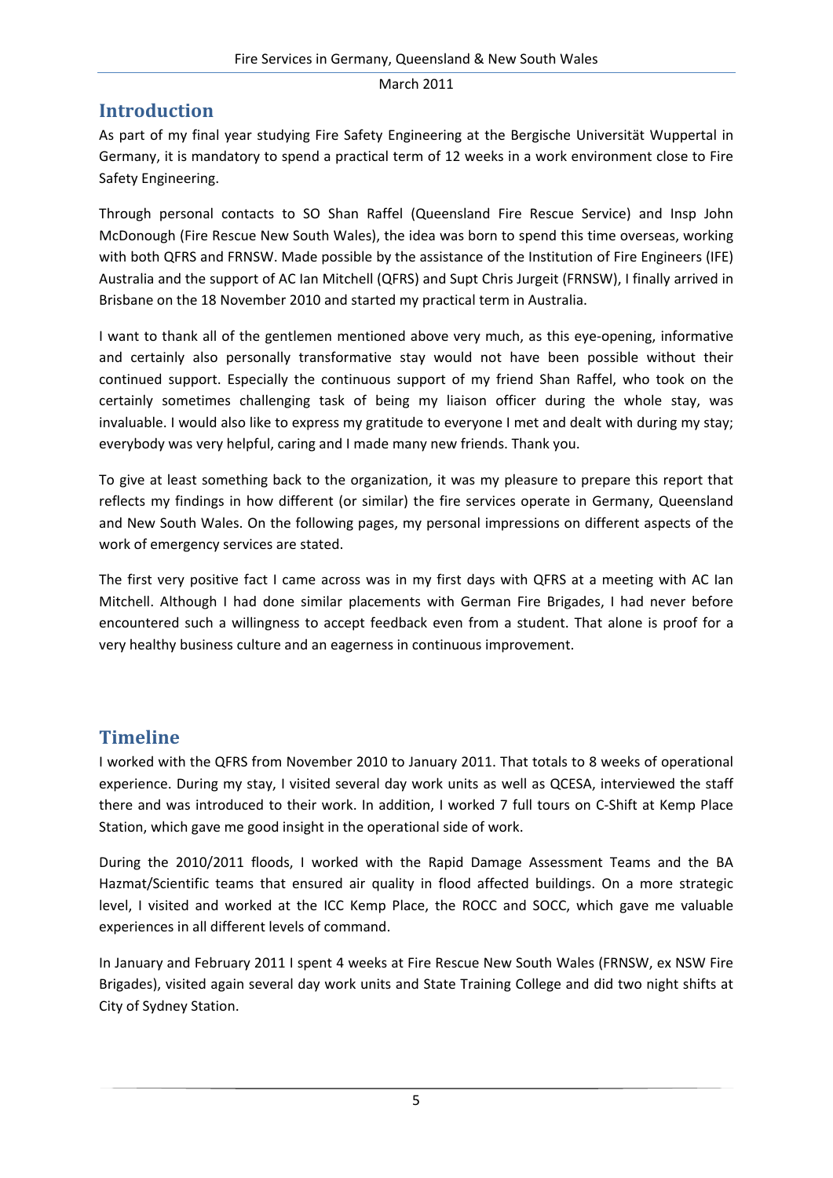## Introduction

As part of my final year studying Fire Safety Engineering at the Bergische Universität Wuppertal in Germany, it is mandatory to spend a practical term of 12 weeks in a work environment close to Fire Safety Engineering.

Through personal contacts to SO Shan Raffel (Queensland Fire Rescue Service) and Insp John McDonough (Fire Rescue New South Wales), the idea was born to spend this time overseas, working with both QFRS and FRNSW. Made possible by the assistance of the Institution of Fire Engineers (IFE) Australia and the support of AC Ian Mitchell (QFRS) and Supt Chris Jurgeit (FRNSW), I finally arrived in Brisbane on the 18 November 2010 and started my practical term in Australia.

I want to thank all of the gentlemen mentioned above very much, as this eye-opening, informative and certainly also personally transformative stay would not have been possible without their continued support. Especially the continuous support of my friend Shan Raffel, who took on the certainly sometimes challenging task of being my liaison officer during the whole stay, was invaluable. I would also like to express my gratitude to everyone I met and dealt with during my stay; everybody was very helpful, caring and I made many new friends. Thank you.

To give at least something back to the organization, it was my pleasure to prepare this report that reflects my findings in how different (or similar) the fire services operate in Germany, Queensland and New South Wales. On the following pages, my personal impressions on different aspects of the work of emergency services are stated.

The first very positive fact I came across was in my first days with QFRS at a meeting with AC Ian Mitchell. Although I had done similar placements with German Fire Brigades, I had never before encountered such a willingness to accept feedback even from a student. That alone is proof for a very healthy business culture and an eagerness in continuous improvement.

## Timeline

I worked with the QFRS from November 2010 to January 2011. That totals to 8 weeks of operational experience. During my stay, I visited several day work units as well as QCESA, interviewed the staff there and was introduced to their work. In addition, I worked 7 full tours on C-Shift at Kemp Place Station, which gave me good insight in the operational side of work.

During the 2010/2011 floods, I worked with the Rapid Damage Assessment Teams and the BA Hazmat/Scientific teams that ensured air quality in flood affected buildings. On a more strategic level, I visited and worked at the ICC Kemp Place, the ROCC and SOCC, which gave me valuable experiences in all different levels of command.

In January and February 2011 I spent 4 weeks at Fire Rescue New South Wales (FRNSW, ex NSW Fire Brigades), visited again several day work units and State Training College and did two night shifts at City of Sydney Station.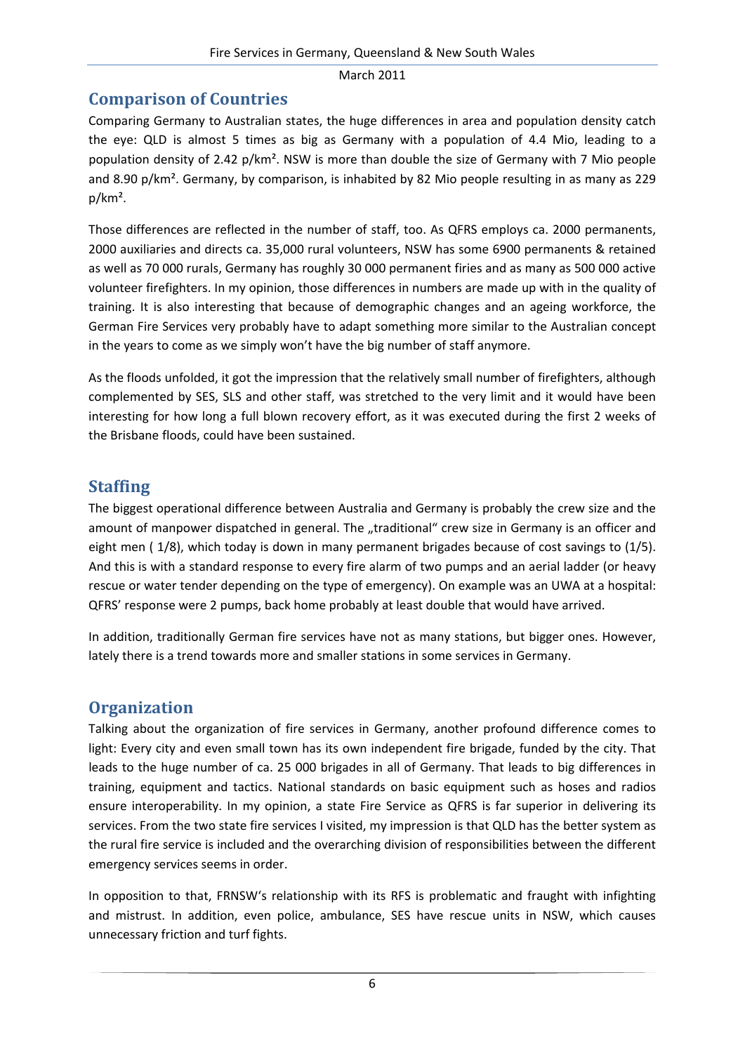## Comparison of Countries

Comparing Germany to Australian states, the huge differences in area and population density catch the eye: QLD is almost 5 times as big as Germany with a population of 4.4 Mio, leading to a population density of 2.42 p/km². NSW is more than double the size of Germany with 7 Mio people and 8.90 p/km². Germany, by comparison, is inhabited by 82 Mio people resulting in as many as 229 p/km².

Those differences are reflected in the number of staff, too. As QFRS employs ca. 2000 permanents, 2000 auxiliaries and directs ca. 35,000 rural volunteers, NSW has some 6900 permanents & retained as well as 70 000 rurals, Germany has roughly 30 000 permanent firies and as many as 500 000 active volunteer firefighters. In my opinion, those differences in numbers are made up with in the quality of training. It is also interesting that because of demographic changes and an ageing workforce, the German Fire Services very probably have to adapt something more similar to the Australian concept in the years to come as we simply won't have the big number of staff anymore.

As the floods unfolded, it got the impression that the relatively small number of firefighters, although complemented by SES, SLS and other staff, was stretched to the very limit and it would have been interesting for how long a full blown recovery effort, as it was executed during the first 2 weeks of the Brisbane floods, could have been sustained.

## Staffing

The biggest operational difference between Australia and Germany is probably the crew size and the amount of manpower dispatched in general. The „traditional" crew size in Germany is an officer and eight men ( 1/8), which today is down in many permanent brigades because of cost savings to (1/5). And this is with a standard response to every fire alarm of two pumps and an aerial ladder (or heavy rescue or water tender depending on the type of emergency). On example was an UWA at a hospital: QFRS' response were 2 pumps, back home probably at least double that would have arrived.

In addition, traditionally German fire services have not as many stations, but bigger ones. However, lately there is a trend towards more and smaller stations in some services in Germany.

## Organization

Talking about the organization of fire services in Germany, another profound difference comes to light: Every city and even small town has its own independent fire brigade, funded by the city. That leads to the huge number of ca. 25 000 brigades in all of Germany. That leads to big differences in training, equipment and tactics. National standards on basic equipment such as hoses and radios ensure interoperability. In my opinion, a state Fire Service as QFRS is far superior in delivering its services. From the two state fire services I visited, my impression is that QLD has the better system as the rural fire service is included and the overarching division of responsibilities between the different emergency services seems in order.

In opposition to that, FRNSW's relationship with its RFS is problematic and fraught with infighting and mistrust. In addition, even police, ambulance, SES have rescue units in NSW, which causes unnecessary friction and turf fights.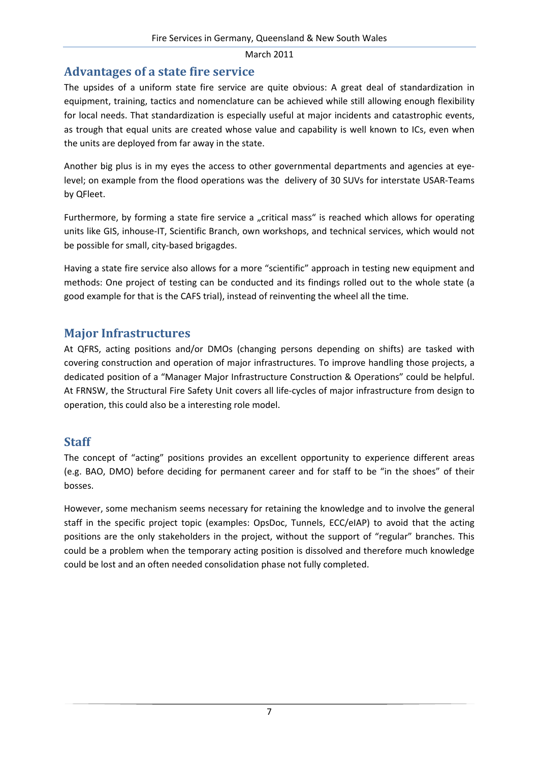## Advantages of a state fire service

The upsides of a uniform state fire service are quite obvious: A great deal of standardization in equipment, training, tactics and nomenclature can be achieved while still allowing enough flexibility for local needs. That standardization is especially useful at major incidents and catastrophic events, as trough that equal units are created whose value and capability is well known to ICs, even when the units are deployed from far away in the state.

Another big plus is in my eyes the access to other governmental departments and agencies at eye-level; on example from the flood operations was the delivery of 30 SUVs for interstate USAR-Teams by QFleet.

Furthermore, by forming a state fire service a „critical mass" is reached which allows for operating units like GIS, inhouse-IT, Scientific Branch, own workshops, and technical services, which would not be possible for small, city-based brigagdes.

Having a state fire service also allows for a more "scientific" approach in testing new equipment and methods: One project of testing can be conducted and its findings rolled out to the whole state (a good example for that is the CAFS trial), instead of reinventing the wheel all the time.

## Major Infrastructures

At QFRS, acting positions and/or DMOs (changing persons depending on shifts) are tasked with covering construction and operation of major infrastructures. To improve handling those projects, a dedicated position of a "Manager Major Infrastructure Construction & Operations" could be helpful. At FRNSW, the Structural Fire Safety Unit covers all life-cycles of major infrastructure from design to operation, this could also be a interesting role model.

## Staff

The concept of "acting" positions provides an excellent opportunity to experience different areas (e.g. BAO, DMO) before deciding for permanent career and for staff to be "in the shoes" of their bosses.

However, some mechanism seems necessary for retaining the knowledge and to involve the general staff in the specific project topic (examples: OpsDoc, Tunnels, ECC/eIAP) to avoid that the acting positions are the only stakeholders in the project, without the support of "regular" branches. This could be a problem when the temporary acting position is dissolved and therefore much knowledge could be lost and an often needed consolidation phase not fully completed.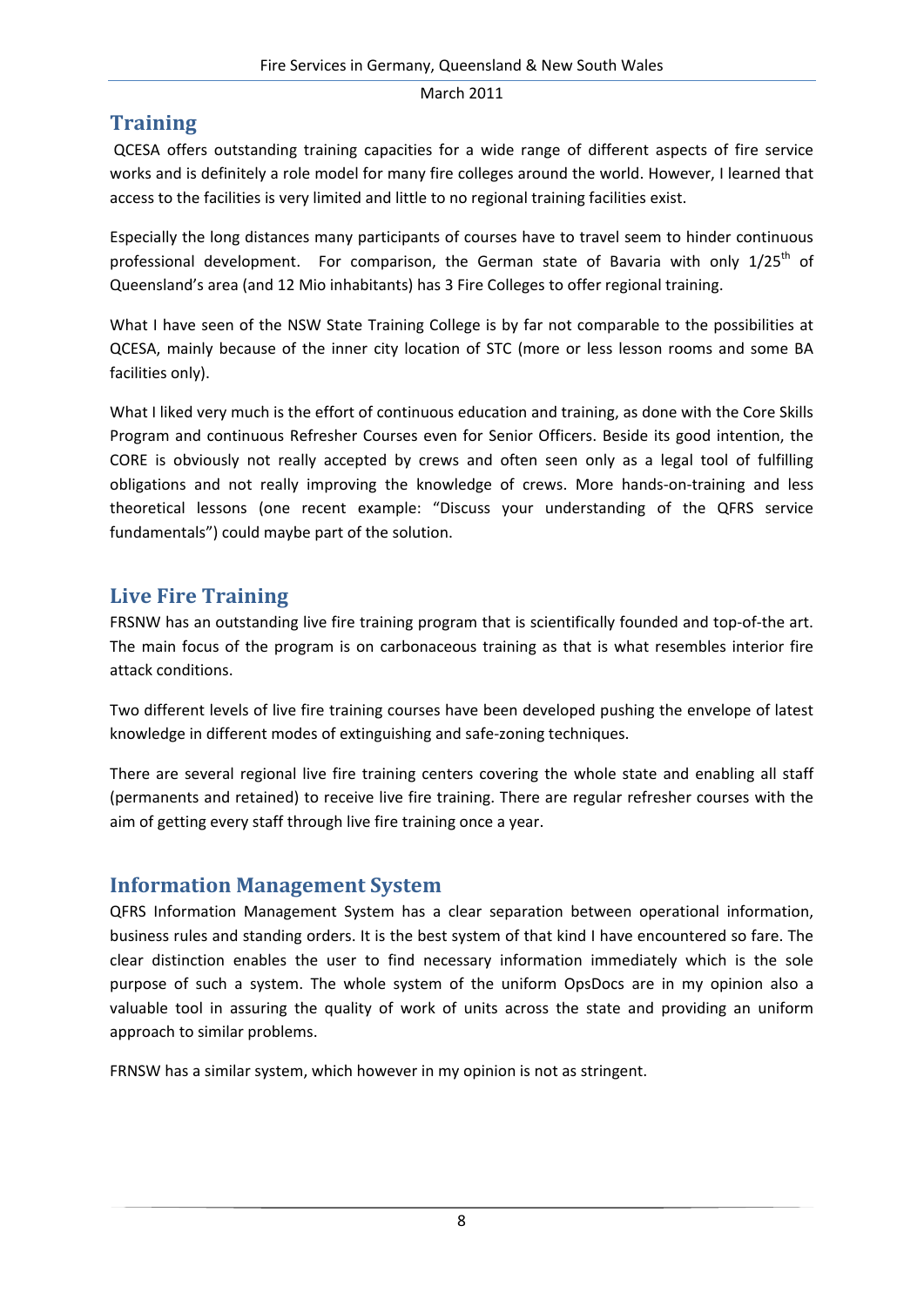## Training

QCESA offers outstanding training capacities for a wide range of different aspects of fire service works and is definitely a role model for many fire colleges around the world. However, I learned that access to the facilities is very limited and little to no regional training facilities exist.

Especially the long distances many participants of courses have to travel seem to hinder continuous professional development. For comparison, the German state of Bavaria with only 1/25th of Queensland's area (and 12 Mio inhabitants) has 3 Fire Colleges to offer regional training.

What I have seen of the NSW State Training College is by far not comparable to the possibilities at QCESA, mainly because of the inner city location of STC (more or less lesson rooms and some BA facilities only).

What I liked very much is the effort of continuous education and training, as done with the Core Skills Program and continuous Refresher Courses even for Senior Officers. Beside its good intention, the CORE is obviously not really accepted by crews and often seen only as a legal tool of fulfilling obligations and not really improving the knowledge of crews. More hands-on-training and less theoretical lessons (one recent example: "Discuss your understanding of the QFRS service fundamentals") could maybe part of the solution.

## Live Fire Training

FRSNW has an outstanding live fire training program that is scientifically founded and top-of-the art. The main focus of the program is on carbonaceous training as that is what resembles interior fire attack conditions.

Two different levels of live fire training courses have been developed pushing the envelope of latest knowledge in different modes of extinguishing and safe-zoning techniques.

There are several regional live fire training centers covering the whole state and enabling all staff (permanents and retained) to receive live fire training. There are regular refresher courses with the aim of getting every staff through live fire training once a year.

## Information Management System

QFRS Information Management System has a clear separation between operational information, business rules and standing orders. It is the best system of that kind I have encountered so fare. The clear distinction enables the user to find necessary information immediately which is the sole purpose of such a system. The whole system of the uniform OpsDocs are in my opinion also a valuable tool in assuring the quality of work of units across the state and providing an uniform approach to similar problems.

FRNSW has a similar system, which however in my opinion is not as stringent.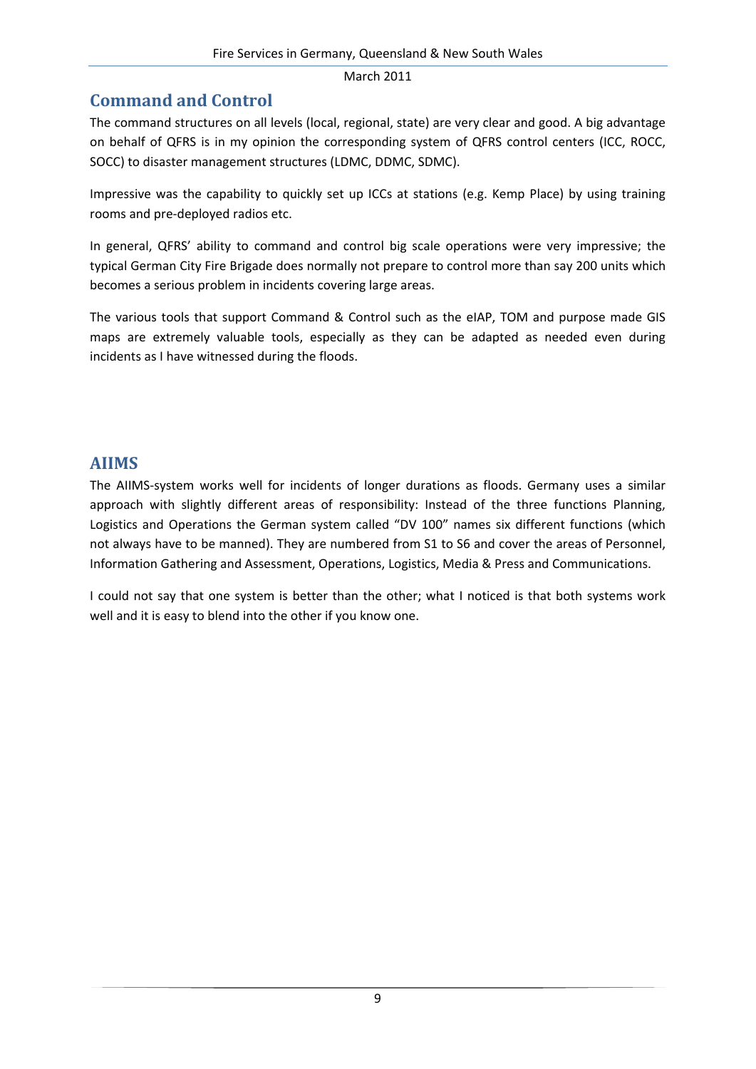## Command and Control

The command structures on all levels (local, regional, state) are very clear and good. A big advantage on behalf of QFRS is in my opinion the corresponding system of QFRS control centers (ICC, ROCC, SOCC) to disaster management structures (LDMC, DDMC, SDMC).

Impressive was the capability to quickly set up ICCs at stations (e.g. Kemp Place) by using training rooms and pre-deployed radios etc.

In general, QFRS' ability to command and control big scale operations were very impressive; the typical German City Fire Brigade does normally not prepare to control more than say 200 units which becomes a serious problem in incidents covering large areas.

The various tools that support Command & Control such as the eIAP, TOM and purpose made GIS maps are extremely valuable tools, especially as they can be adapted as needed even during incidents as I have witnessed during the floods.

## AIIMS

The AIIMS-system works well for incidents of longer durations as floods. Germany uses a similar approach with slightly different areas of responsibility: Instead of the three functions Planning, Logistics and Operations the German system called "DV 100" names six different functions (which not always have to be manned). They are numbered from S1 to S6 and cover the areas of Personnel, Information Gathering and Assessment, Operations, Logistics, Media & Press and Communications.

I could not say that one system is better than the other; what I noticed is that both systems work well and it is easy to blend into the other if you know one.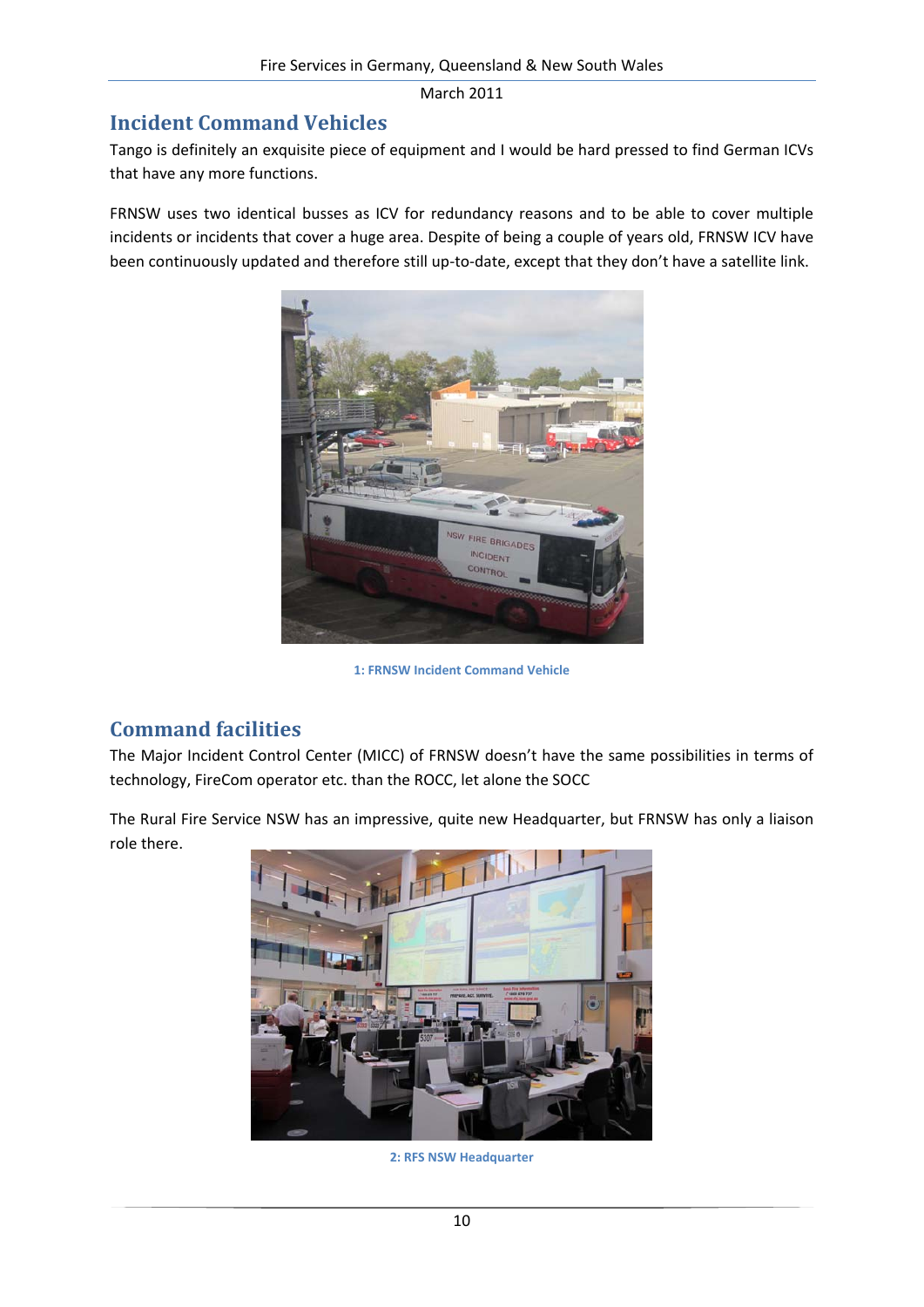## Incident Command Vehicles

Tango is definitely an exquisite piece of equipment and I would be hard pressed to find German ICVs that have any more functions.

FRNSW uses two identical busses as ICV for redundancy reasons and to be able to cover multiple incidents or incidents that cover a huge area. Despite of being a couple of years old, FRNSW ICV have been continuously updated and therefore still up-to-date, except that they don't have a satellite link.

1: FRNSW Incident Command Vehicle

## Command facilities

The Major Incident Control Center (MICC) of FRNSW doesn't have the same possibilities in terms of technology, FireCom operator etc. than the ROCC, let alone the SOCC

The Rural Fire Service NSW has an impressive, quite new Headquarter, but FRNSW has only a liaison role there.

2: RFS NSW Headquarter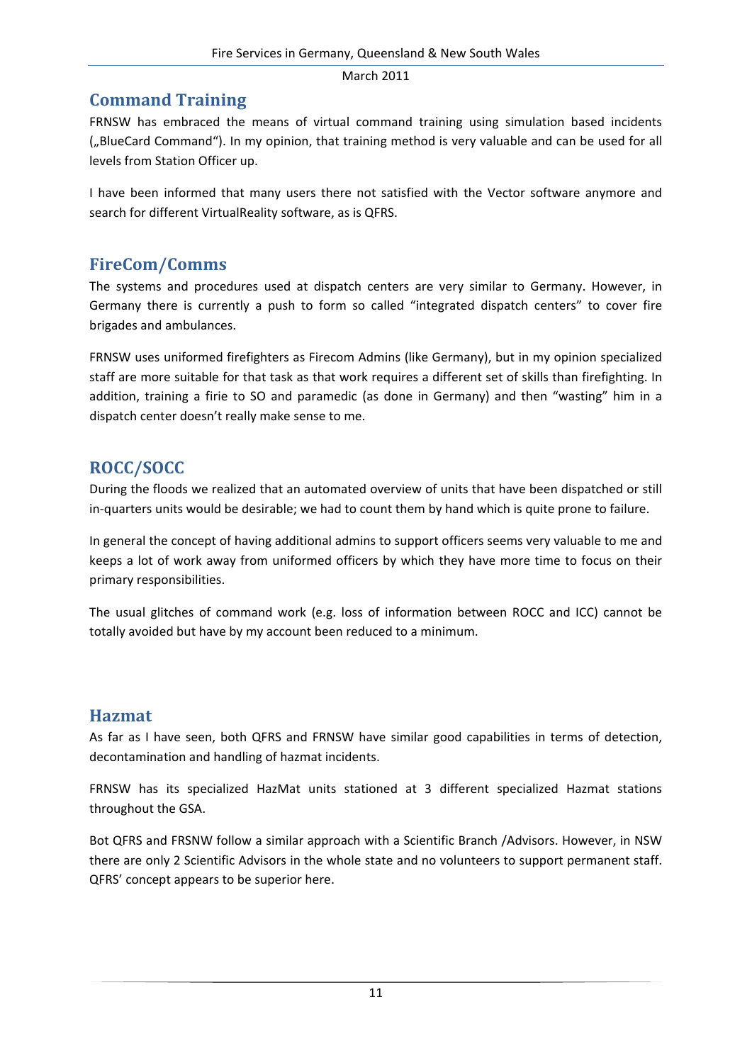## Command Training

FRNSW has embraced the means of virtual command training using simulation based incidents („BlueCard Command"). In my opinion, that training method is very valuable and can be used for all levels from Station Officer up.

I have been informed that many users there not satisfied with the Vector software anymore and search for different VirtualReality software, as is QFRS.

## FireCom/Comms

The systems and procedures used at dispatch centers are very similar to Germany. However, in Germany there is currently a push to form so called "integrated dispatch centers" to cover fire brigades and ambulances.

FRNSW uses uniformed firefighters as Firecom Admins (like Germany), but in my opinion specialized staff are more suitable for that task as that work requires a different set of skills than firefighting. In addition, training a firie to SO and paramedic (as done in Germany) and then "wasting" him in a dispatch center doesn't really make sense to me.

## ROCC/SOCC

During the floods we realized that an automated overview of units that have been dispatched or still in-quarters units would be desirable; we had to count them by hand which is quite prone to failure.

In general the concept of having additional admins to support officers seems very valuable to me and keeps a lot of work away from uniformed officers by which they have more time to focus on their primary responsibilities.

The usual glitches of command work (e.g. loss of information between ROCC and ICC) cannot be totally avoided but have by my account been reduced to a minimum.

## Hazmat

As far as I have seen, both QFRS and FRNSW have similar good capabilities in terms of detection, decontamination and handling of hazmat incidents.

FRNSW has its specialized HazMat units stationed at 3 different specialized Hazmat stations throughout the GSA.

Bot QFRS and FRSNW follow a similar approach with a Scientific Branch /Advisors. However, in NSW there are only 2 Scientific Advisors in the whole state and no volunteers to support permanent staff. QFRS' concept appears to be superior here.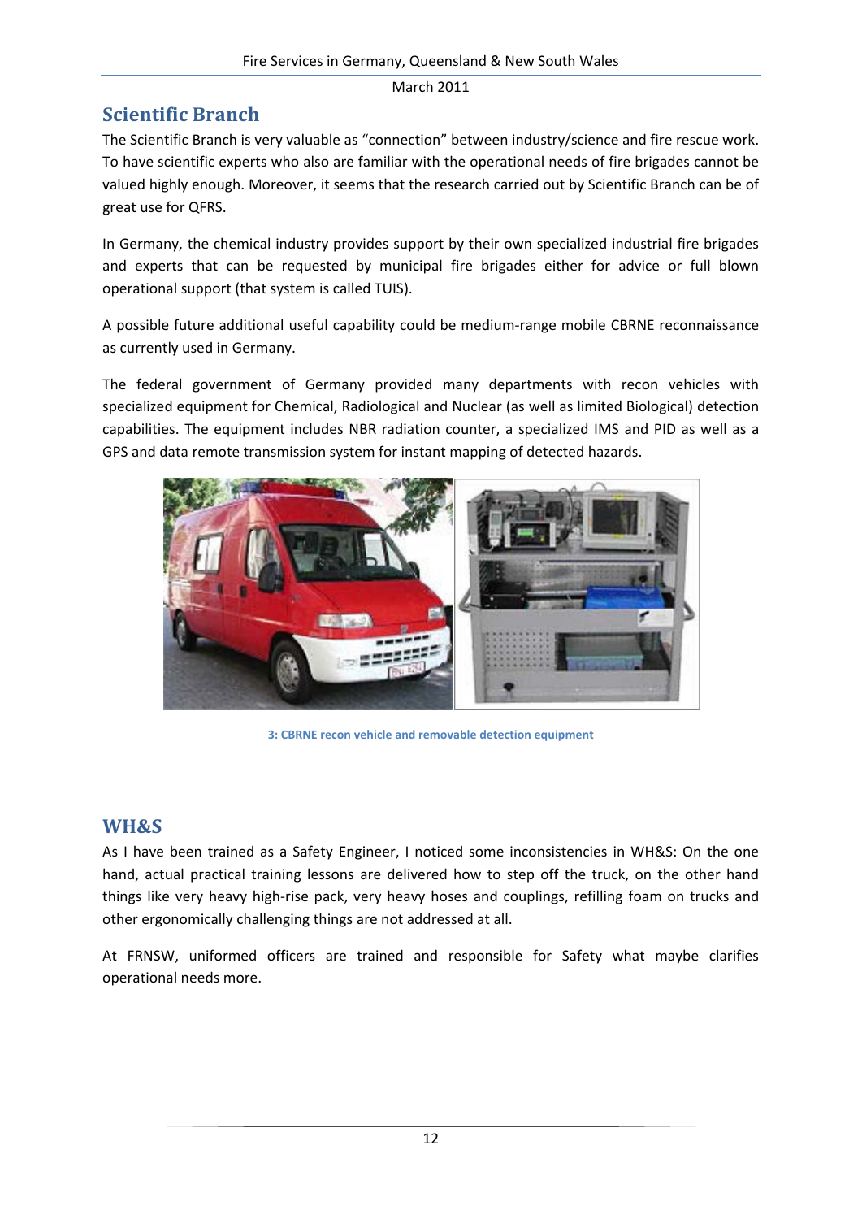## Scientific Branch

The Scientific Branch is very valuable as "connection" between industry/science and fire rescue work. To have scientific experts who also are familiar with the operational needs of fire brigades cannot be valued highly enough. Moreover, it seems that the research carried out by Scientific Branch can be of great use for QFRS.

In Germany, the chemical industry provides support by their own specialized industrial fire brigades and experts that can be requested by municipal fire brigades either for advice or full blown operational support (that system is called TUIS).

A possible future additional useful capability could be medium-range mobile CBRNE reconnaissance as currently used in Germany.

The federal government of Germany provided many departments with recon vehicles with specialized equipment for Chemical, Radiological and Nuclear (as well as limited Biological) detection capabilities. The equipment includes NBR radiation counter, a specialized IMS and PID as well as a GPS and data remote transmission system for instant mapping of detected hazards.

3: CBRNE recon vehicle and removable detection equipment

## WH&S

As I have been trained as a Safety Engineer, I noticed some inconsistencies in WH&S: On the one hand, actual practical training lessons are delivered how to step off the truck, on the other hand things like very heavy high-rise pack, very heavy hoses and couplings, refilling foam on trucks and other ergonomically challenging things are not addressed at all.

At FRNSW, uniformed officers are trained and responsible for Safety what maybe clarifies operational needs more.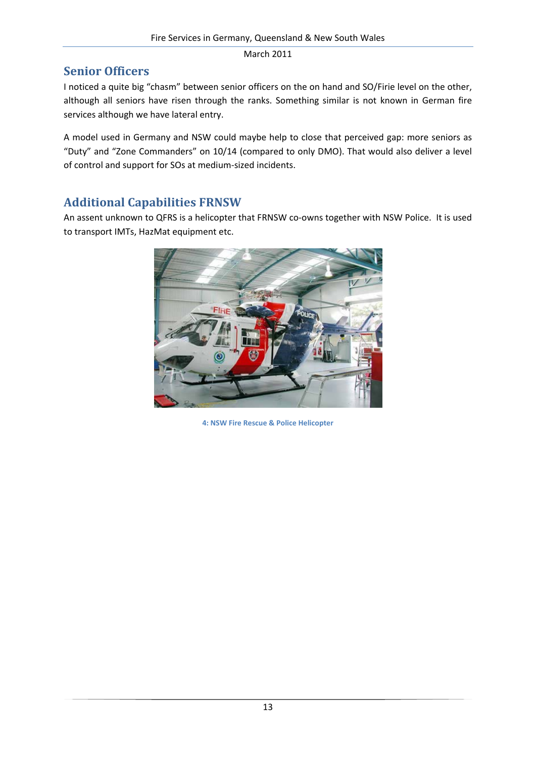## Senior Officers

I noticed a quite big "chasm" between senior officers on the on hand and SO/Firie level on the other, although all seniors have risen through the ranks. Something similar is not known in German fire services although we have lateral entry.

A model used in Germany and NSW could maybe help to close that perceived gap: more seniors as "Duty" and "Zone Commanders" on 10/14 (compared to only DMO). That would also deliver a level of control and support for SOs at medium-sized incidents.

## Additional Capabilities FRNSW

An assent unknown to QFRS is a helicopter that FRNSW co-owns together with NSW Police. It is used to transport IMTs, HazMat equipment etc.

4: NSW Fire Rescue & Police Helicopter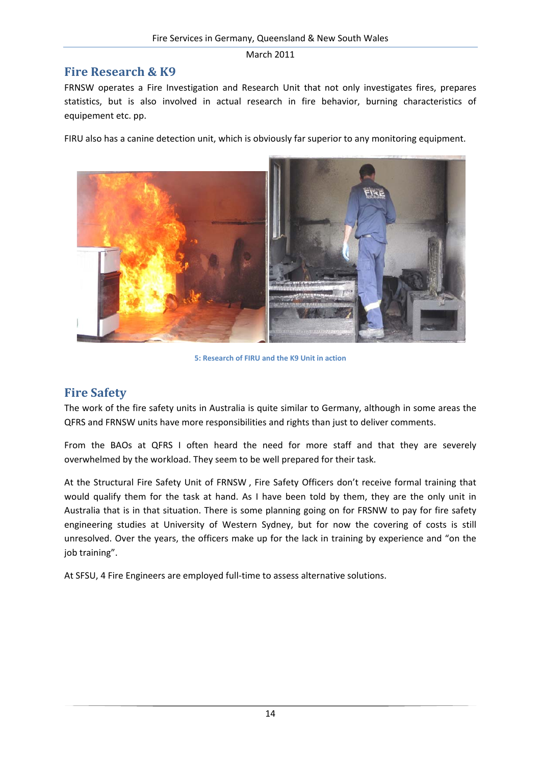## Fire Research & K9

FRNSW operates a Fire Investigation and Research Unit that not only investigates fires, prepares statistics, but is also involved in actual research in fire behavior, burning characteristics of equipement etc. pp.

FIRU also has a canine detection unit, which is obviously far superior to any monitoring equipment.

5: Research of FIRU and the K9 Unit in action

## Fire Safety

The work of the fire safety units in Australia is quite similar to Germany, although in some areas the QFRS and FRNSW units have more responsibilities and rights than just to deliver comments.

From the BAOs at QFRS I often heard the need for more staff and that they are severely overwhelmed by the workload. They seem to be well prepared for their task.

At the Structural Fire Safety Unit of FRNSW , Fire Safety Officers don't receive formal training that would qualify them for the task at hand. As I have been told by them, they are the only unit in Australia that is in that situation. There is some planning going on for FRSNW to pay for fire safety engineering studies at University of Western Sydney, but for now the covering of costs is still unresolved. Over the years, the officers make up for the lack in training by experience and "on the job training".

At SFSU, 4 Fire Engineers are employed full-time to assess alternative solutions.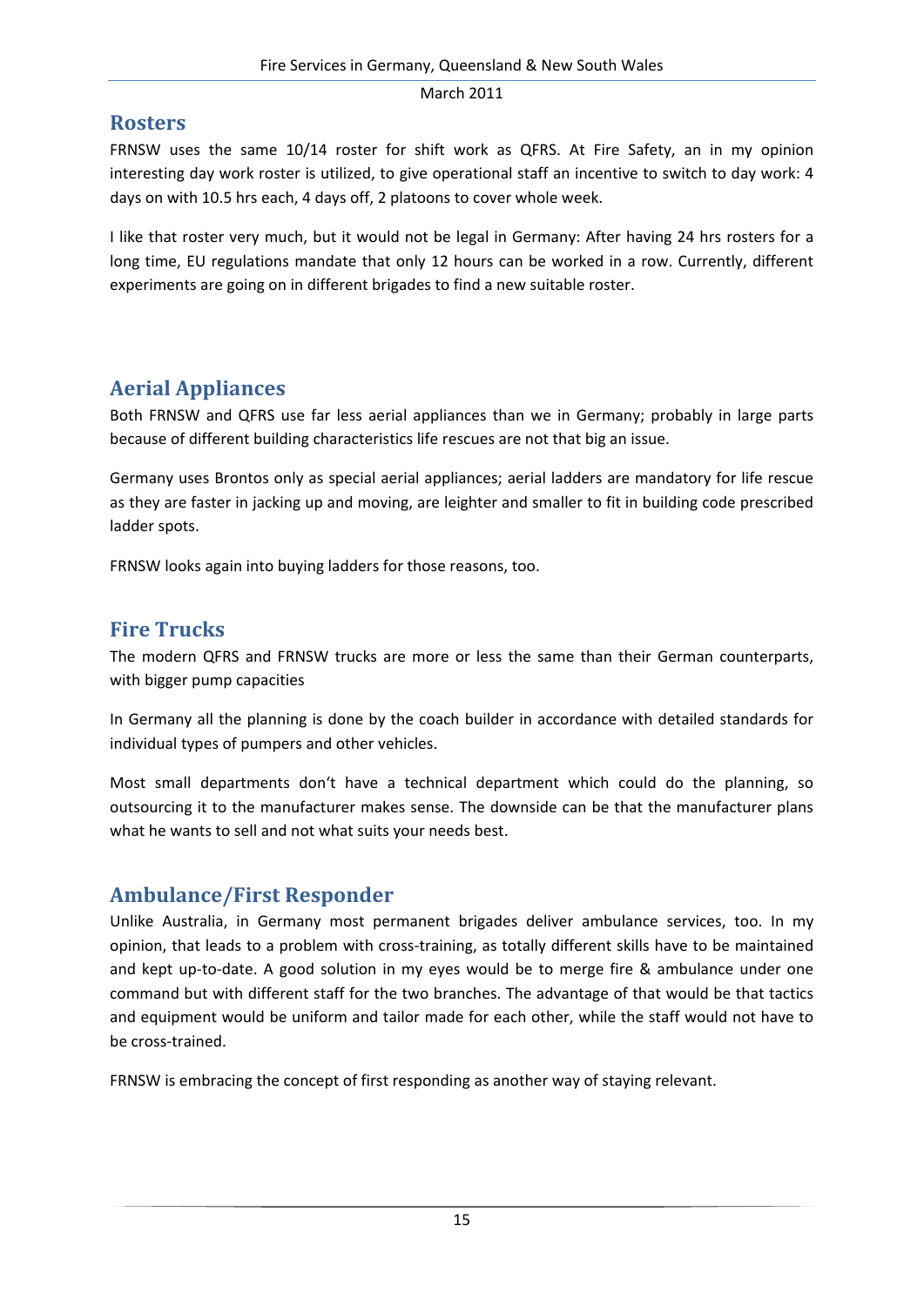## Rosters

FRNSW uses the same 10/14 roster for shift work as QFRS. At Fire Safety, an in my opinion interesting day work roster is utilized, to give operational staff an incentive to switch to day work: 4 days on with 10.5 hrs each, 4 days off, 2 platoons to cover whole week.

I like that roster very much, but it would not be legal in Germany: After having 24 hrs rosters for a long time, EU regulations mandate that only 12 hours can be worked in a row. Currently, different experiments are going on in different brigades to find a new suitable roster.

## Aerial Appliances

Both FRNSW and QFRS use far less aerial appliances than we in Germany; probably in large parts because of different building characteristics life rescues are not that big an issue.

Germany uses Brontos only as special aerial appliances; aerial ladders are mandatory for life rescue as they are faster in jacking up and moving, are leighter and smaller to fit in building code prescribed ladder spots.

FRNSW looks again into buying ladders for those reasons, too.

## Fire Trucks

The modern QFRS and FRNSW trucks are more or less the same than their German counterparts, with bigger pump capacities

In Germany all the planning is done by the coach builder in accordance with detailed standards for individual types of pumpers and other vehicles.

Most small departments don't have a technical department which could do the planning, so outsourcing it to the manufacturer makes sense. The downside can be that the manufacturer plans what he wants to sell and not what suits your needs best.

## Ambulance/First Responder

Unlike Australia, in Germany most permanent brigades deliver ambulance services, too. In my opinion, that leads to a problem with cross-training, as totally different skills have to be maintained and kept up-to-date. A good solution in my eyes would be to merge fire & ambulance under one command but with different staff for the two branches. The advantage of that would be that tactics and equipment would be uniform and tailor made for each other, while the staff would not have to be cross-trained.

FRNSW is embracing the concept of first responding as another way of staying relevant.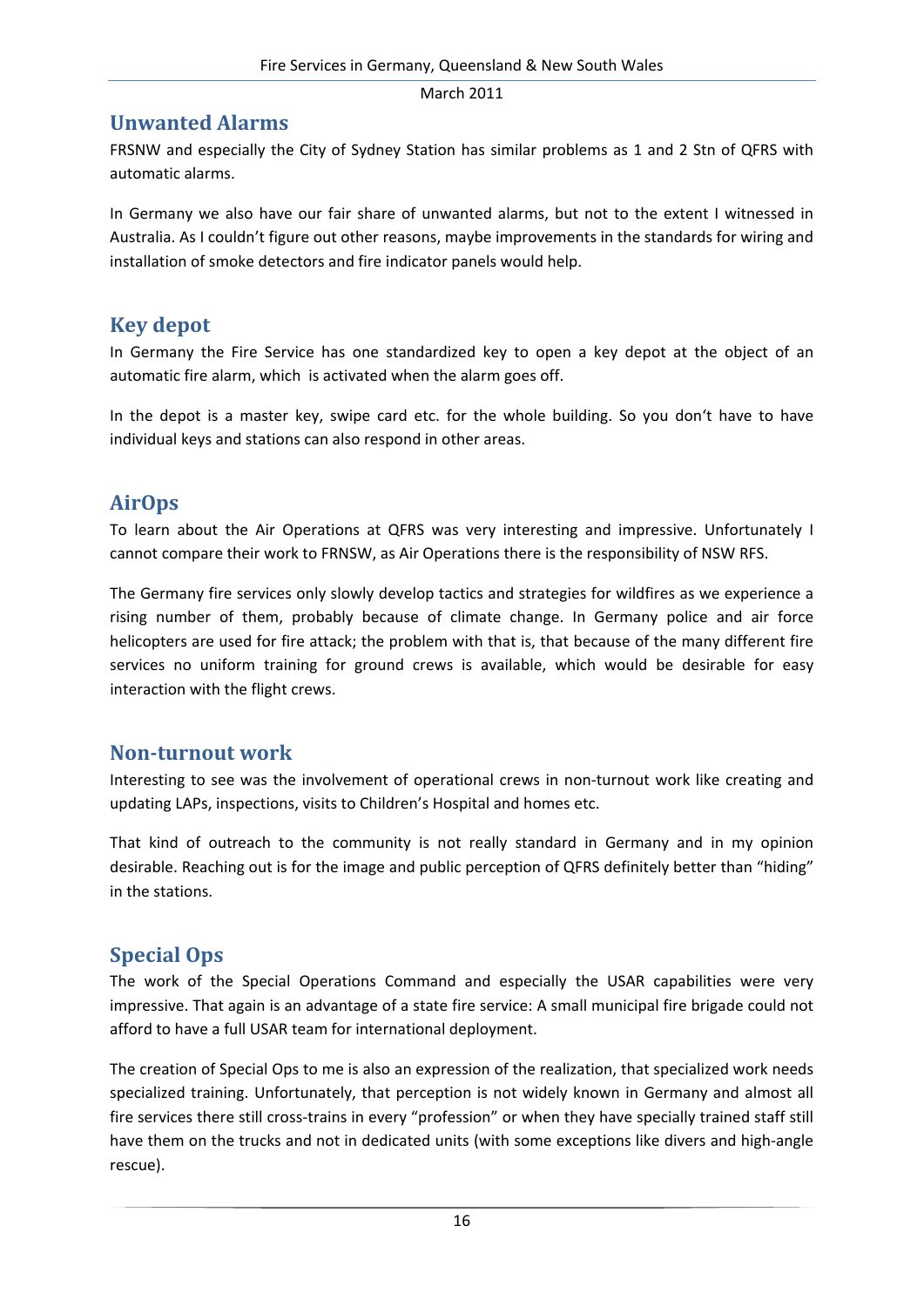## Unwanted Alarms

FRSNW and especially the City of Sydney Station has similar problems as 1 and 2 Stn of QFRS with automatic alarms.

In Germany we also have our fair share of unwanted alarms, but not to the extent I witnessed in Australia. As I couldn't figure out other reasons, maybe improvements in the standards for wiring and installation of smoke detectors and fire indicator panels would help.

## Key depot

In Germany the Fire Service has one standardized key to open a key depot at the object of an automatic fire alarm, which is activated when the alarm goes off.

In the depot is a master key, swipe card etc. for the whole building. So you don't have to have individual keys and stations can also respond in other areas.

## AirOps

To learn about the Air Operations at QFRS was very interesting and impressive. Unfortunately I cannot compare their work to FRNSW, as Air Operations there is the responsibility of NSW RFS.

The Germany fire services only slowly develop tactics and strategies for wildfires as we experience a rising number of them, probably because of climate change. In Germany police and air force helicopters are used for fire attack; the problem with that is, that because of the many different fire services no uniform training for ground crews is available, which would be desirable for easy interaction with the flight crews.

## Non-turnout work

Interesting to see was the involvement of operational crews in non-turnout work like creating and updating LAPs, inspections, visits to Children's Hospital and homes etc.

That kind of outreach to the community is not really standard in Germany and in my opinion desirable. Reaching out is for the image and public perception of QFRS definitely better than "hiding" in the stations.

## Special Ops

The work of the Special Operations Command and especially the USAR capabilities were very impressive. That again is an advantage of a state fire service: A small municipal fire brigade could not afford to have a full USAR team for international deployment.

The creation of Special Ops to me is also an expression of the realization, that specialized work needs specialized training. Unfortunately, that perception is not widely known in Germany and almost all fire services there still cross-trains in every "profession" or when they have specially trained staff still have them on the trucks and not in dedicated units (with some exceptions like divers and high-angle rescue).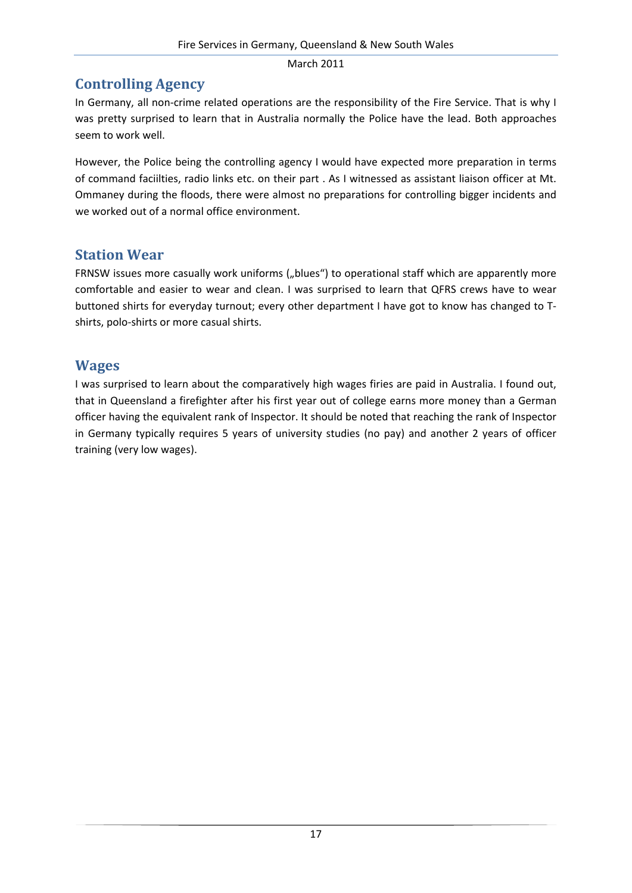## Controlling Agency

In Germany, all non-crime related operations are the responsibility of the Fire Service. That is why I was pretty surprised to learn that in Australia normally the Police have the lead. Both approaches seem to work well.

However, the Police being the controlling agency I would have expected more preparation in terms of command faciilties, radio links etc. on their part . As I witnessed as assistant liaison officer at Mt. Ommaney during the floods, there were almost no preparations for controlling bigger incidents and we worked out of a normal office environment.

## Station Wear

FRNSW issues more casually work uniforms („blues") to operational staff which are apparently more comfortable and easier to wear and clean. I was surprised to learn that QFRS crews have to wear buttoned shirts for everyday turnout; every other department I have got to know has changed to T-shirts, polo-shirts or more casual shirts.

## Wages

I was surprised to learn about the comparatively high wages firies are paid in Australia. I found out, that in Queensland a firefighter after his first year out of college earns more money than a German officer having the equivalent rank of Inspector. It should be noted that reaching the rank of Inspector in Germany typically requires 5 years of university studies (no pay) and another 2 years of officer training (very low wages).